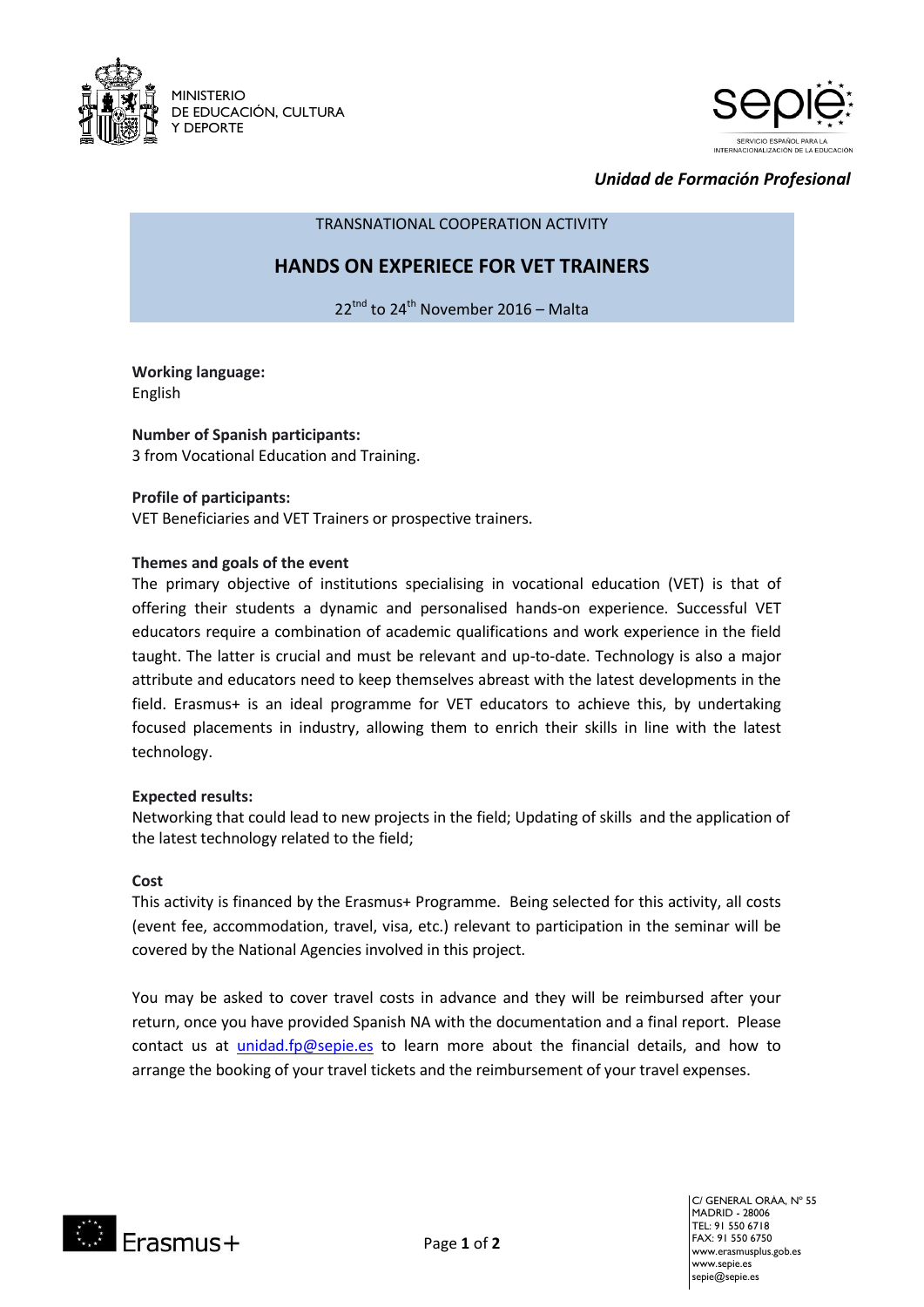MINISTERIO
DE EDUCACIÓN, CULTURA
Y DEPORTE

SERVICIO ESPAÑOL PARA LA INTERNACIONALIZACIÓN DE LA EDUCACIÓN

*Unidad de Formación Profesional*

TRANSNATIONAL COOPERATION ACTIVITY

# HANDS ON EXPERIECE FOR VET TRAINERS

22[tnd] to 24[th] November 2016 – Malta

**Working language:**
English

**Number of Spanish participants:**
3 from Vocational Education and Training.

**Profile of participants:**
VET Beneficiaries and VET Trainers or prospective trainers.

**Themes and goals of the event**
The primary objective of institutions specialising in vocational education (VET) is that of offering their students a dynamic and personalised hands-on experience. Successful VET educators require a combination of academic qualifications and work experience in the field taught. The latter is crucial and must be relevant and up-to-date. Technology is also a major attribute and educators need to keep themselves abreast with the latest developments in the field. Erasmus+ is an ideal programme for VET educators to achieve this, by undertaking focused placements in industry, allowing them to enrich their skills in line with the latest technology.

**Expected results:**
Networking that could lead to new projects in the field; Updating of skills and the application of the latest technology related to the field;

**Cost**
This activity is financed by the Erasmus+ Programme. Being selected for this activity, all costs (event fee, accommodation, travel, visa, etc.) relevant to participation in the seminar will be covered by the National Agencies involved in this project.

You may be asked to cover travel costs in advance and they will be reimbursed after your return, once you have provided Spanish NA with the documentation and a final report. Please contact us at unidad.fp@sepie.es to learn more about the financial details, and how to arrange the booking of your travel tickets and the reimbursement of your travel expenses.

Erasmus+

C/ GENERAL ORAA, Nº 55
MADRID - 28006
TEL: 91 550 6718
FAX: 91 550 6750
www.erasmusplus.gob.es
www.sepie.es
sepie@sepie.es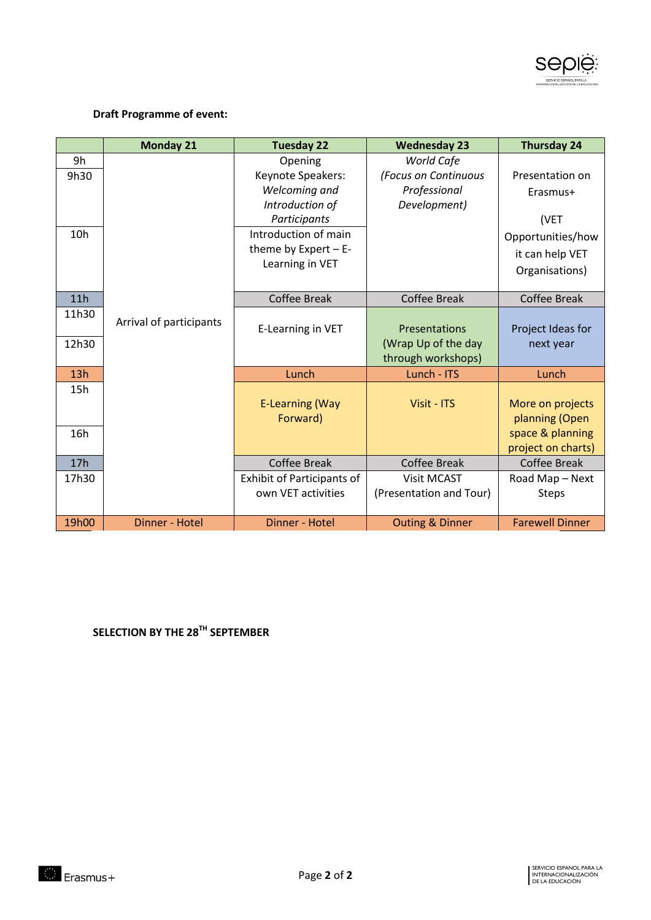**Draft Programme of event:**

| | Monday 21 | Tuesday 22 | Wednesday 23 | Thursday 24 |
|---|---|---|---|---|
| 9h<br>9h30 | Arrival of participants | Opening<br>Keynote Speakers: *Welcoming and Introduction of Participants* | *World Cafe (Focus on Continuous Professional Development)* | Presentation on Erasmus+<br>(VET Opportunities/how it can help VET Organisations) |
| 10h | | Introduction of main theme by Expert – E-Learning in VET | | |
| 11h | | Coffee Break | Coffee Break | Coffee Break |
| 11h30<br>12h30 | | E-Learning in VET | Presentations (Wrap Up of the day through workshops) | Project Ideas for next year |
| 13h | | Lunch | Lunch - ITS | Lunch |
| 15h<br>16h | | E-Learning (Way Forward) | Visit - ITS | More on projects planning (Open space & planning project on charts) |
| 17h | | Coffee Break | Coffee Break | Coffee Break |
| 17h30 | | Exhibit of Participants of own VET activities | Visit MCAST (Presentation and Tour) | Road Map – Next Steps |
| 19h00 | Dinner - Hotel | Dinner - Hotel | Outing & Dinner | Farewell Dinner |

**SELECTION BY THE 28TH SEPTEMBER**